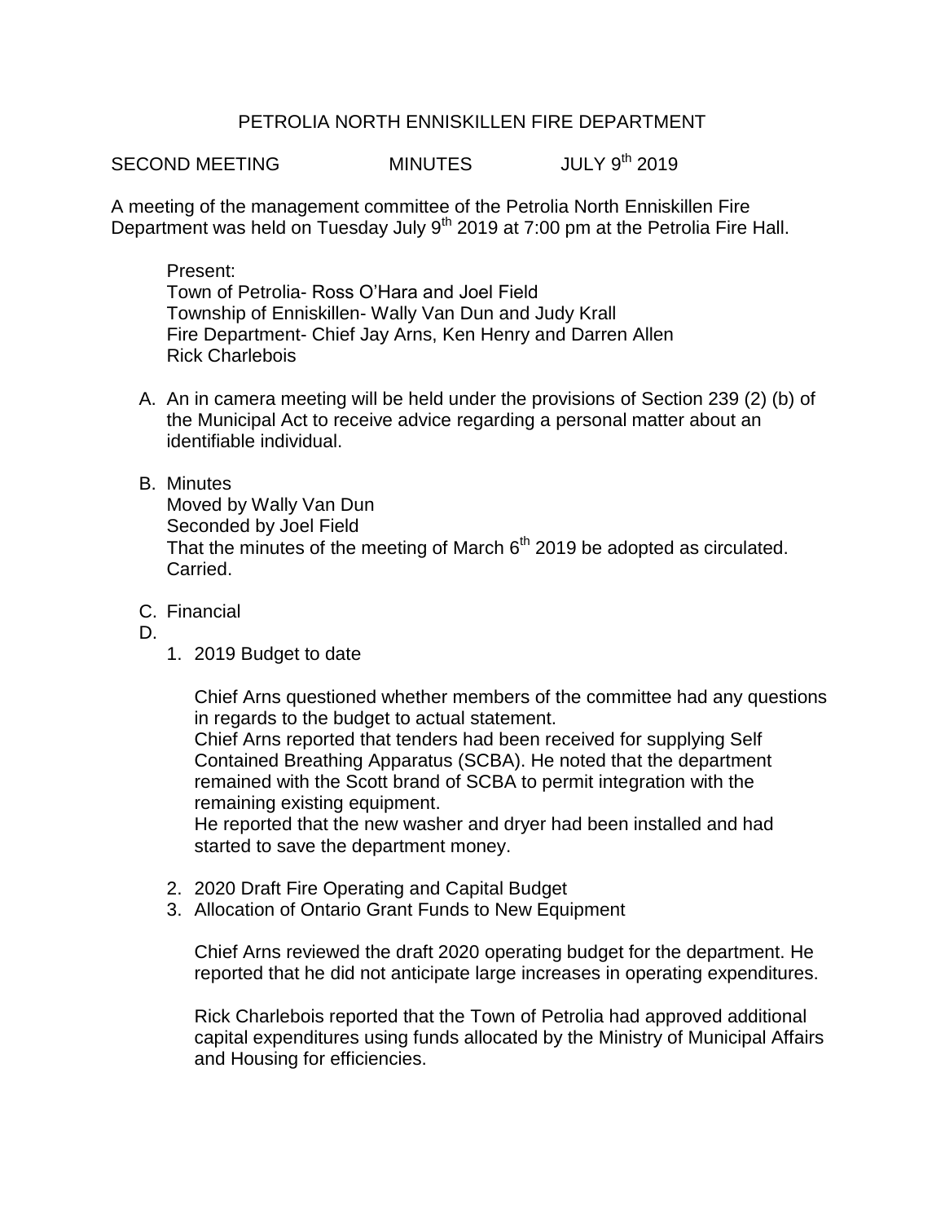PETROLIA NORTH ENNISKILLEN FIRE DEPARTMENT

SECOND MEETING MINUTES JULY 9th 2019

A meeting of the management committee of the Petrolia North Enniskillen Fire Department was held on Tuesday July 9th 2019 at 7:00 pm at the Petrolia Fire Hall.

Present:
Town of Petrolia- Ross O'Hara and Joel Field
Township of Enniskillen- Wally Van Dun and Judy Krall
Fire Department- Chief Jay Arns, Ken Henry and Darren Allen
Rick Charlebois

A. An in camera meeting will be held under the provisions of Section 239 (2) (b) of the Municipal Act to receive advice regarding a personal matter about an identifiable individual.

B. Minutes
Moved by Wally Van Dun
Seconded by Joel Field
That the minutes of the meeting of March 6th 2019 be adopted as circulated.
Carried.

C. Financial

D.

1. 2019 Budget to date

   Chief Arns questioned whether members of the committee had any questions in regards to the budget to actual statement.
   Chief Arns reported that tenders had been received for supplying Self Contained Breathing Apparatus (SCBA). He noted that the department remained with the Scott brand of SCBA to permit integration with the remaining existing equipment.
   He reported that the new washer and dryer had been installed and had started to save the department money.

2. 2020 Draft Fire Operating and Capital Budget
3. Allocation of Ontario Grant Funds to New Equipment

   Chief Arns reviewed the draft 2020 operating budget for the department. He reported that he did not anticipate large increases in operating expenditures.

   Rick Charlebois reported that the Town of Petrolia had approved additional capital expenditures using funds allocated by the Ministry of Municipal Affairs and Housing for efficiencies.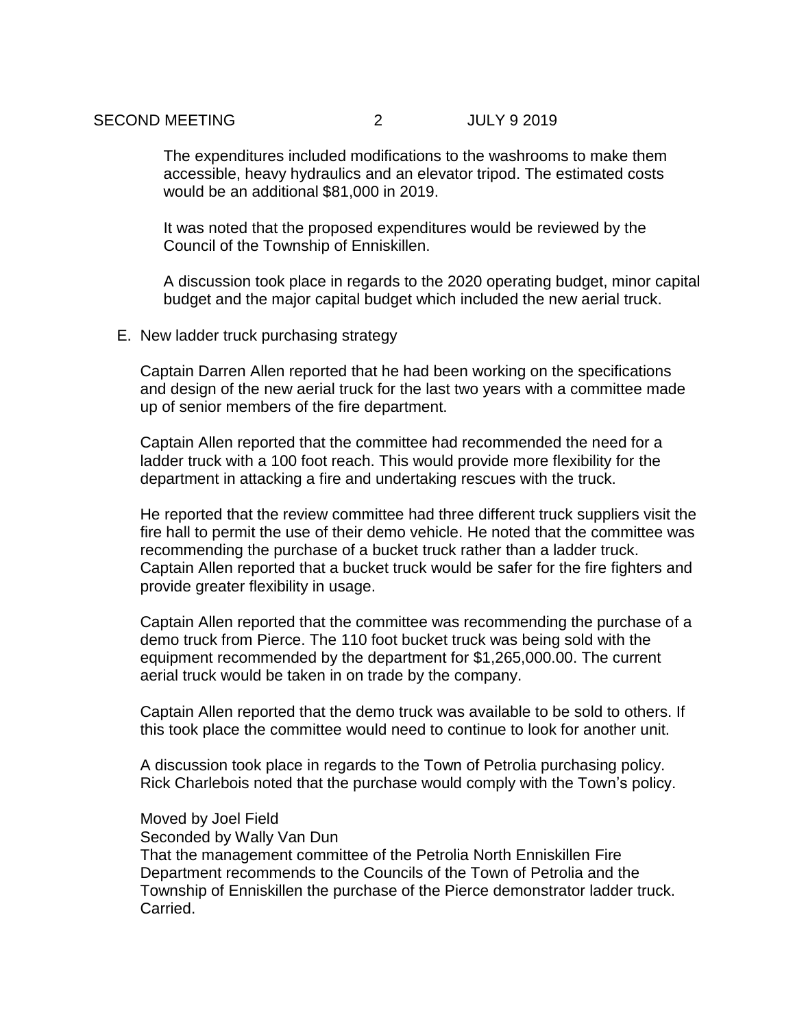The expenditures included modifications to the washrooms to make them accessible, heavy hydraulics and an elevator tripod. The estimated costs would be an additional $81,000 in 2019.

It was noted that the proposed expenditures would be reviewed by the Council of the Township of Enniskillen.

A discussion took place in regards to the 2020 operating budget, minor capital budget and the major capital budget which included the new aerial truck.

E. New ladder truck purchasing strategy

Captain Darren Allen reported that he had been working on the specifications and design of the new aerial truck for the last two years with a committee made up of senior members of the fire department.

Captain Allen reported that the committee had recommended the need for a ladder truck with a 100 foot reach. This would provide more flexibility for the department in attacking a fire and undertaking rescues with the truck.

He reported that the review committee had three different truck suppliers visit the fire hall to permit the use of their demo vehicle. He noted that the committee was recommending the purchase of a bucket truck rather than a ladder truck. Captain Allen reported that a bucket truck would be safer for the fire fighters and provide greater flexibility in usage.

Captain Allen reported that the committee was recommending the purchase of a demo truck from Pierce. The 110 foot bucket truck was being sold with the equipment recommended by the department for $1,265,000.00. The current aerial truck would be taken in on trade by the company.

Captain Allen reported that the demo truck was available to be sold to others. If this took place the committee would need to continue to look for another unit.

A discussion took place in regards to the Town of Petrolia purchasing policy. Rick Charlebois noted that the purchase would comply with the Town's policy.

Moved by Joel Field
Seconded by Wally Van Dun
That the management committee of the Petrolia North Enniskillen Fire Department recommends to the Councils of the Town of Petrolia and the Township of Enniskillen the purchase of the Pierce demonstrator ladder truck.
Carried.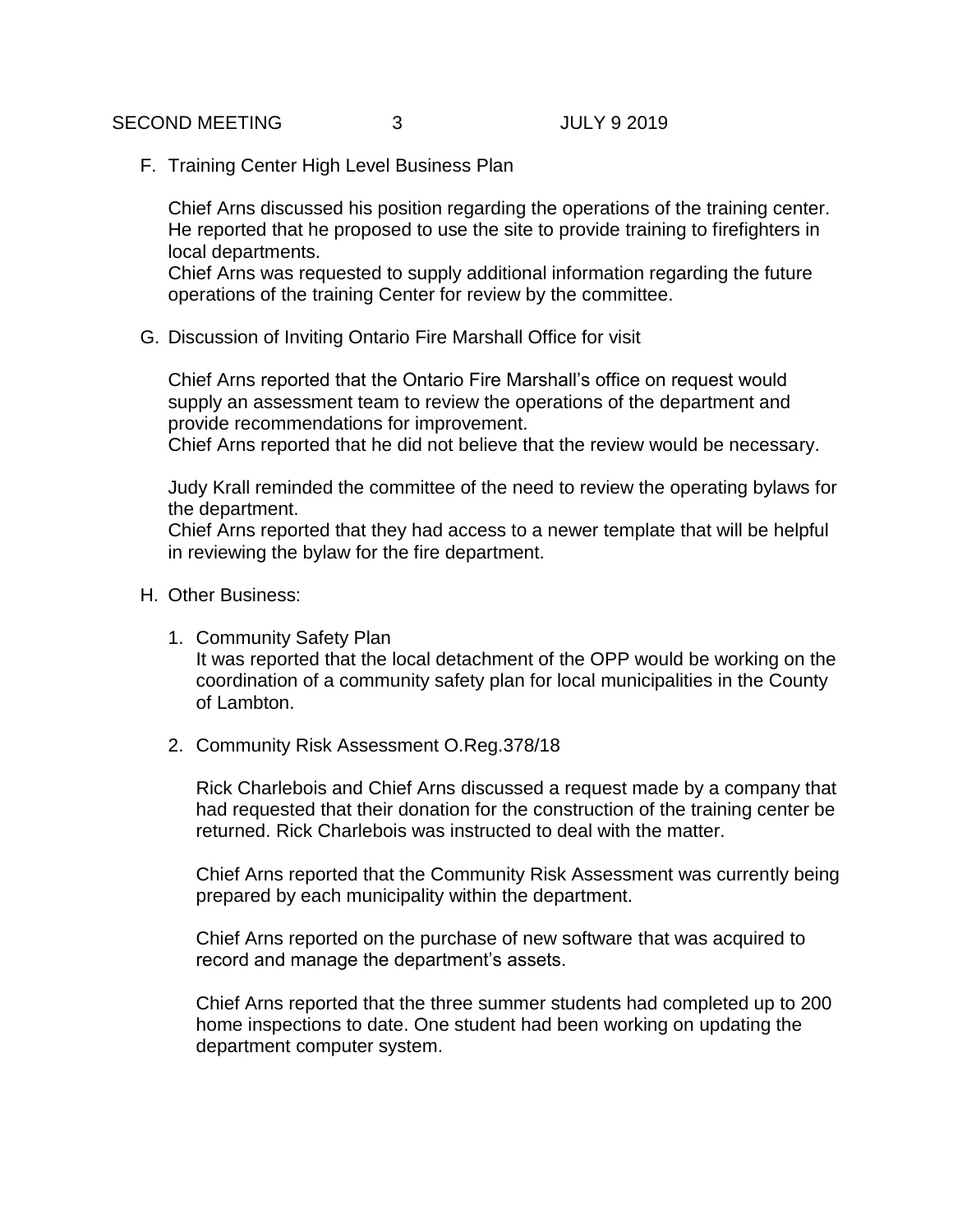F. Training Center High Level Business Plan

Chief Arns discussed his position regarding the operations of the training center. He reported that he proposed to use the site to provide training to firefighters in local departments.
Chief Arns was requested to supply additional information regarding the future operations of the training Center for review by the committee.

G. Discussion of Inviting Ontario Fire Marshall Office for visit

Chief Arns reported that the Ontario Fire Marshall's office on request would supply an assessment team to review the operations of the department and provide recommendations for improvement.
Chief Arns reported that he did not believe that the review would be necessary.

Judy Krall reminded the committee of the need to review the operating bylaws for the department.
Chief Arns reported that they had access to a newer template that will be helpful in reviewing the bylaw for the fire department.

H. Other Business:

1. Community Safety Plan
   It was reported that the local detachment of the OPP would be working on the coordination of a community safety plan for local municipalities in the County of Lambton.

2. Community Risk Assessment O.Reg.378/18

   Rick Charlebois and Chief Arns discussed a request made by a company that had requested that their donation for the construction of the training center be returned. Rick Charlebois was instructed to deal with the matter.

   Chief Arns reported that the Community Risk Assessment was currently being prepared by each municipality within the department.

   Chief Arns reported on the purchase of new software that was acquired to record and manage the department's assets.

   Chief Arns reported that the three summer students had completed up to 200 home inspections to date. One student had been working on updating the department computer system.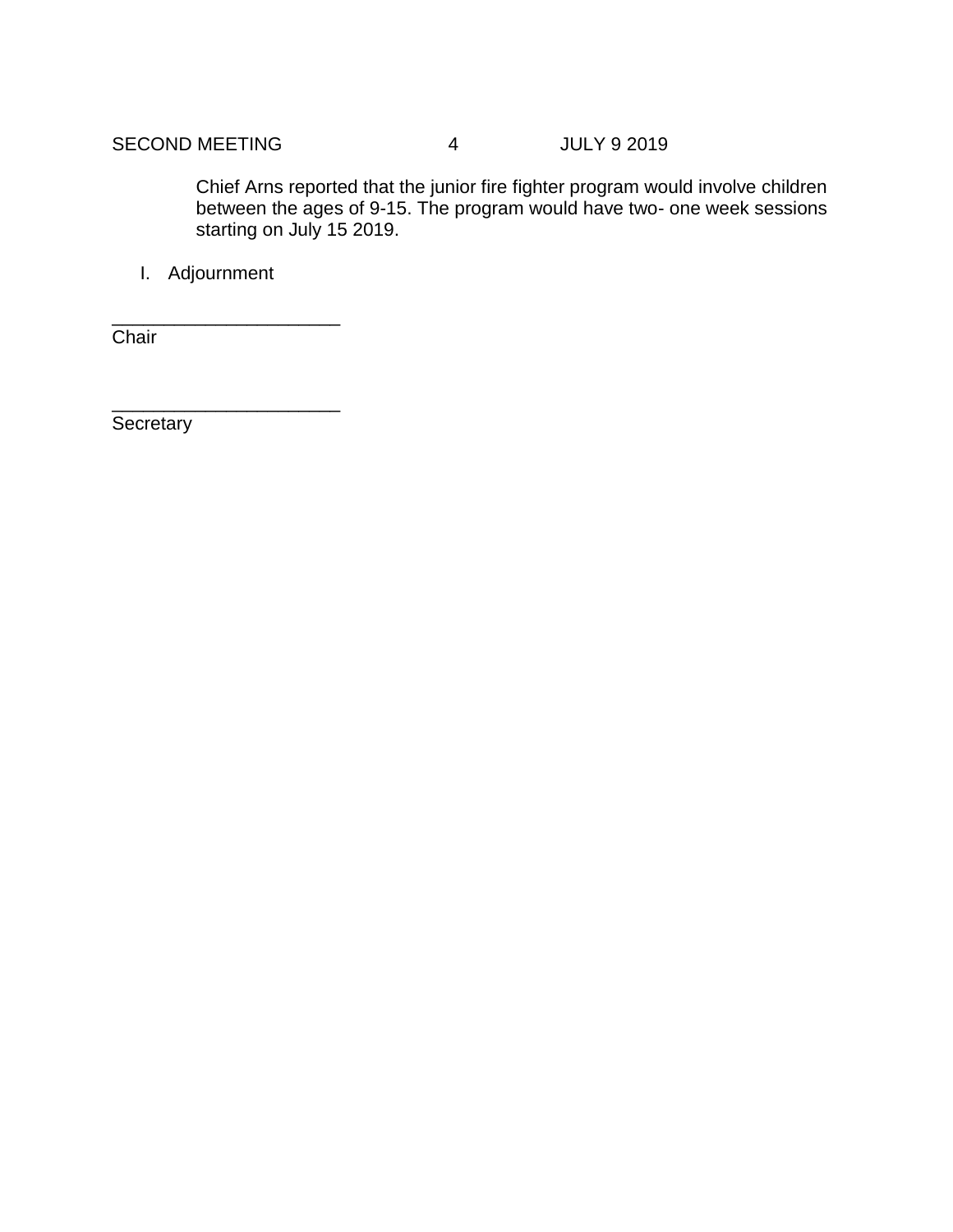Chief Arns reported that the junior fire fighter program would involve children between the ages of 9-15. The program would have two- one week sessions starting on July 15 2019.

I. Adjournment

______________________
Chair

______________________
Secretary